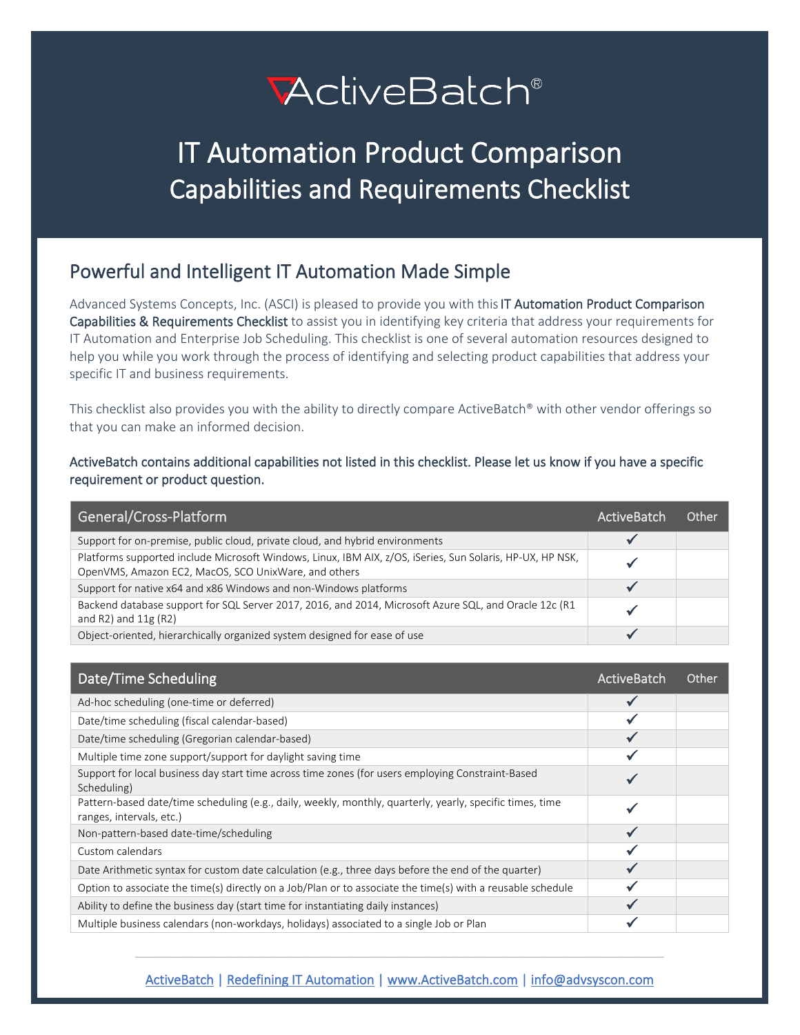# ActiveBatch®

# IT Automation Product Comparison
## Capabilities and Requirements Checklist

## Powerful and Intelligent IT Automation Made Simple

Advanced Systems Concepts, Inc. (ASCI) is pleased to provide you with this IT Automation Product Comparison Capabilities & Requirements Checklist to assist you in identifying key criteria that address your requirements for IT Automation and Enterprise Job Scheduling. This checklist is one of several automation resources designed to help you while you work through the process of identifying and selecting product capabilities that address your specific IT and business requirements.

This checklist also provides you with the ability to directly compare ActiveBatch® with other vendor offerings so that you can make an informed decision.

ActiveBatch contains additional capabilities not listed in this checklist. Please let us know if you have a specific requirement or product question.

| General/Cross-Platform | ActiveBatch | Other |
|---|---|---|
| Support for on-premise, public cloud, private cloud, and hybrid environments | ✓ | |
| Platforms supported include Microsoft Windows, Linux, IBM AIX, z/OS, iSeries, Sun Solaris, HP-UX, HP NSK, OpenVMS, Amazon EC2, MacOS, SCO UnixWare, and others | ✓ | |
| Support for native x64 and x86 Windows and non-Windows platforms | ✓ | |
| Backend database support for SQL Server 2017, 2016, and 2014, Microsoft Azure SQL, and Oracle 12c (R1 and R2) and 11g (R2) | ✓ | |
| Object-oriented, hierarchically organized system designed for ease of use | ✓ | |

| Date/Time Scheduling | ActiveBatch | Other |
|---|---|---|
| Ad-hoc scheduling (one-time or deferred) | ✓ | |
| Date/time scheduling (fiscal calendar-based) | ✓ | |
| Date/time scheduling (Gregorian calendar-based) | ✓ | |
| Multiple time zone support/support for daylight saving time | ✓ | |
| Support for local business day start time across time zones (for users employing Constraint-Based Scheduling) | ✓ | |
| Pattern-based date/time scheduling (e.g., daily, weekly, monthly, quarterly, yearly, specific times, time ranges, intervals, etc.) | ✓ | |
| Non-pattern-based date-time/scheduling | ✓ | |
| Custom calendars | ✓ | |
| Date Arithmetic syntax for custom date calculation (e.g., three days before the end of the quarter) | ✓ | |
| Option to associate the time(s) directly on a Job/Plan or to associate the time(s) with a reusable schedule | ✓ | |
| Ability to define the business day (start time for instantiating daily instances) | ✓ | |
| Multiple business calendars (non-workdays, holidays) associated to a single Job or Plan | ✓ | |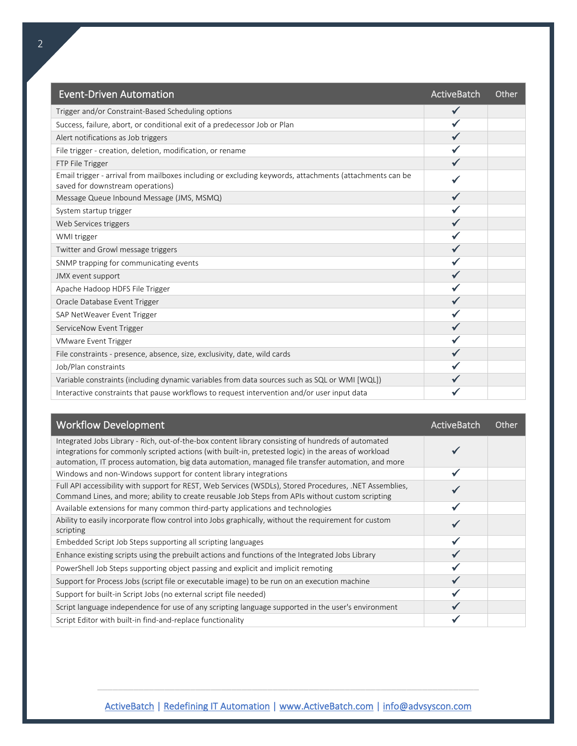| Event-Driven Automation | ActiveBatch | Other |
|---|---|---|
| Trigger and/or Constraint-Based Scheduling options | ✓ | |
| Success, failure, abort, or conditional exit of a predecessor Job or Plan | ✓ | |
| Alert notifications as Job triggers | ✓ | |
| File trigger - creation, deletion, modification, or rename | ✓ | |
| FTP File Trigger | ✓ | |
| Email trigger - arrival from mailboxes including or excluding keywords, attachments (attachments can be saved for downstream operations) | ✓ | |
| Message Queue Inbound Message (JMS, MSMQ) | ✓ | |
| System startup trigger | ✓ | |
| Web Services triggers | ✓ | |
| WMI trigger | ✓ | |
| Twitter and Growl message triggers | ✓ | |
| SNMP trapping for communicating events | ✓ | |
| JMX event support | ✓ | |
| Apache Hadoop HDFS File Trigger | ✓ | |
| Oracle Database Event Trigger | ✓ | |
| SAP NetWeaver Event Trigger | ✓ | |
| ServiceNow Event Trigger | ✓ | |
| VMware Event Trigger | ✓ | |
| File constraints - presence, absence, size, exclusivity, date, wild cards | ✓ | |
| Job/Plan constraints | ✓ | |
| Variable constraints (including dynamic variables from data sources such as SQL or WMI [WQL]) | ✓ | |
| Interactive constraints that pause workflows to request intervention and/or user input data | ✓ | |

| Workflow Development | ActiveBatch | Other |
|---|---|---|
| Integrated Jobs Library - Rich, out-of-the-box content library consisting of hundreds of automated integrations for commonly scripted actions (with built-in, pretested logic) in the areas of workload automation, IT process automation, big data automation, managed file transfer automation, and more | ✓ | |
| Windows and non-Windows support for content library integrations | ✓ | |
| Full API accessibility with support for REST, Web Services (WSDLs), Stored Procedures, .NET Assemblies, Command Lines, and more; ability to create reusable Job Steps from APIs without custom scripting | ✓ | |
| Available extensions for many common third-party applications and technologies | ✓ | |
| Ability to easily incorporate flow control into Jobs graphically, without the requirement for custom scripting | ✓ | |
| Embedded Script Job Steps supporting all scripting languages | ✓ | |
| Enhance existing scripts using the prebuilt actions and functions of the Integrated Jobs Library | ✓ | |
| PowerShell Job Steps supporting object passing and explicit and implicit remoting | ✓ | |
| Support for Process Jobs (script file or executable image) to be run on an execution machine | ✓ | |
| Support for built-in Script Jobs (no external script file needed) | ✓ | |
| Script language independence for use of any scripting language supported in the user's environment | ✓ | |
| Script Editor with built-in find-and-replace functionality | ✓ | |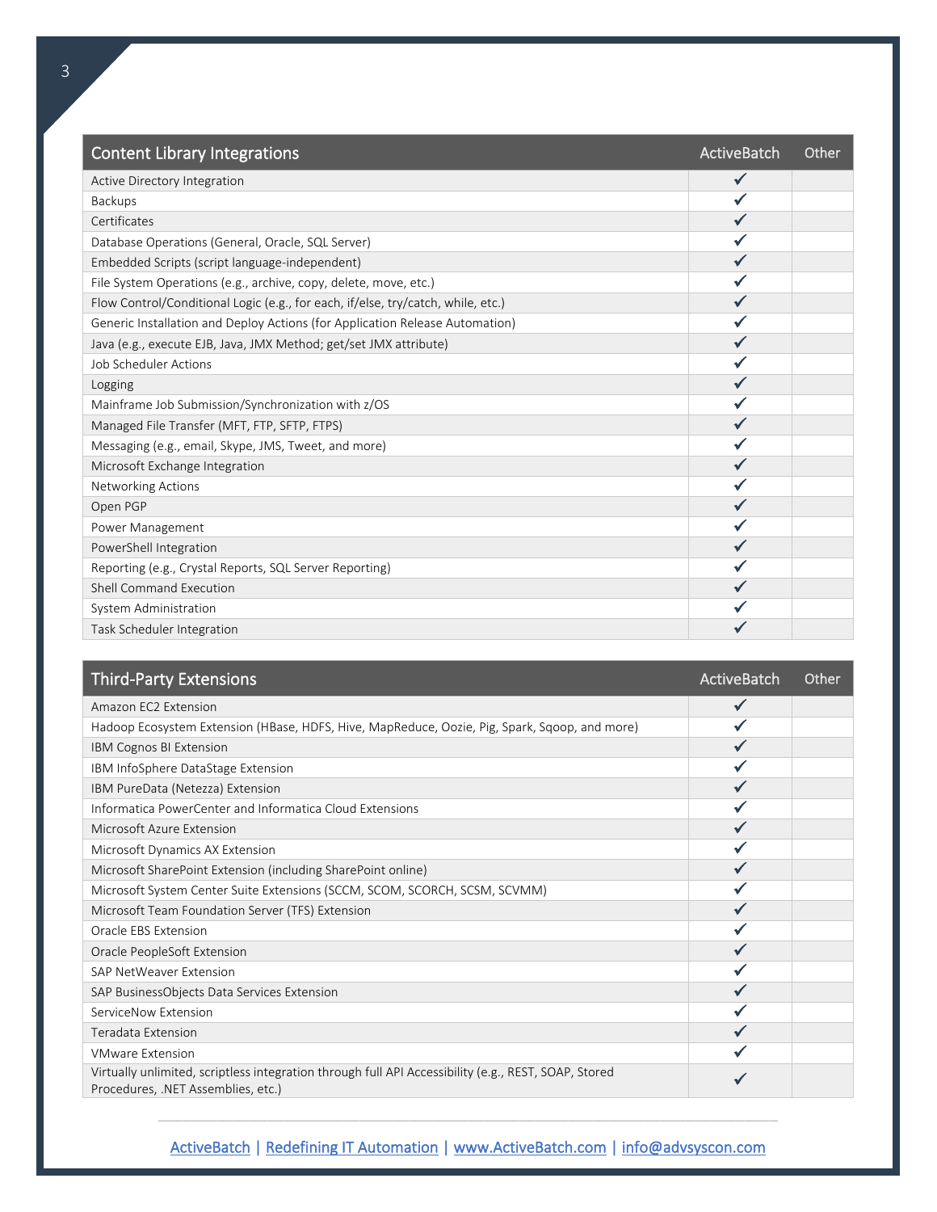| Content Library Integrations | ActiveBatch | Other |
| --- | --- | --- |
| Active Directory Integration | ✓ | |
| Backups | ✓ | |
| Certificates | ✓ | |
| Database Operations (General, Oracle, SQL Server) | ✓ | |
| Embedded Scripts (script language-independent) | ✓ | |
| File System Operations (e.g., archive, copy, delete, move, etc.) | ✓ | |
| Flow Control/Conditional Logic (e.g., for each, if/else, try/catch, while, etc.) | ✓ | |
| Generic Installation and Deploy Actions (for Application Release Automation) | ✓ | |
| Java (e.g., execute EJB, Java, JMX Method; get/set JMX attribute) | ✓ | |
| Job Scheduler Actions | ✓ | |
| Logging | ✓ | |
| Mainframe Job Submission/Synchronization with z/OS | ✓ | |
| Managed File Transfer (MFT, FTP, SFTP, FTPS) | ✓ | |
| Messaging (e.g., email, Skype, JMS, Tweet, and more) | ✓ | |
| Microsoft Exchange Integration | ✓ | |
| Networking Actions | ✓ | |
| Open PGP | ✓ | |
| Power Management | ✓ | |
| PowerShell Integration | ✓ | |
| Reporting (e.g., Crystal Reports, SQL Server Reporting) | ✓ | |
| Shell Command Execution | ✓ | |
| System Administration | ✓ | |
| Task Scheduler Integration | ✓ | |

| Third-Party Extensions | ActiveBatch | Other |
| --- | --- | --- |
| Amazon EC2 Extension | ✓ | |
| Hadoop Ecosystem Extension (HBase, HDFS, Hive, MapReduce, Oozie, Pig, Spark, Sqoop, and more) | ✓ | |
| IBM Cognos BI Extension | ✓ | |
| IBM InfoSphere DataStage Extension | ✓ | |
| IBM PureData (Netezza) Extension | ✓ | |
| Informatica PowerCenter and Informatica Cloud Extensions | ✓ | |
| Microsoft Azure Extension | ✓ | |
| Microsoft Dynamics AX Extension | ✓ | |
| Microsoft SharePoint Extension (including SharePoint online) | ✓ | |
| Microsoft System Center Suite Extensions (SCCM, SCOM, SCORCH, SCSM, SCVMM) | ✓ | |
| Microsoft Team Foundation Server (TFS) Extension | ✓ | |
| Oracle EBS Extension | ✓ | |
| Oracle PeopleSoft Extension | ✓ | |
| SAP NetWeaver Extension | ✓ | |
| SAP BusinessObjects Data Services Extension | ✓ | |
| ServiceNow Extension | ✓ | |
| Teradata Extension | ✓ | |
| VMware Extension | ✓ | |
| Virtually unlimited, scriptless integration through full API Accessibility (e.g., REST, SOAP, Stored Procedures, .NET Assemblies, etc.) | ✓ | |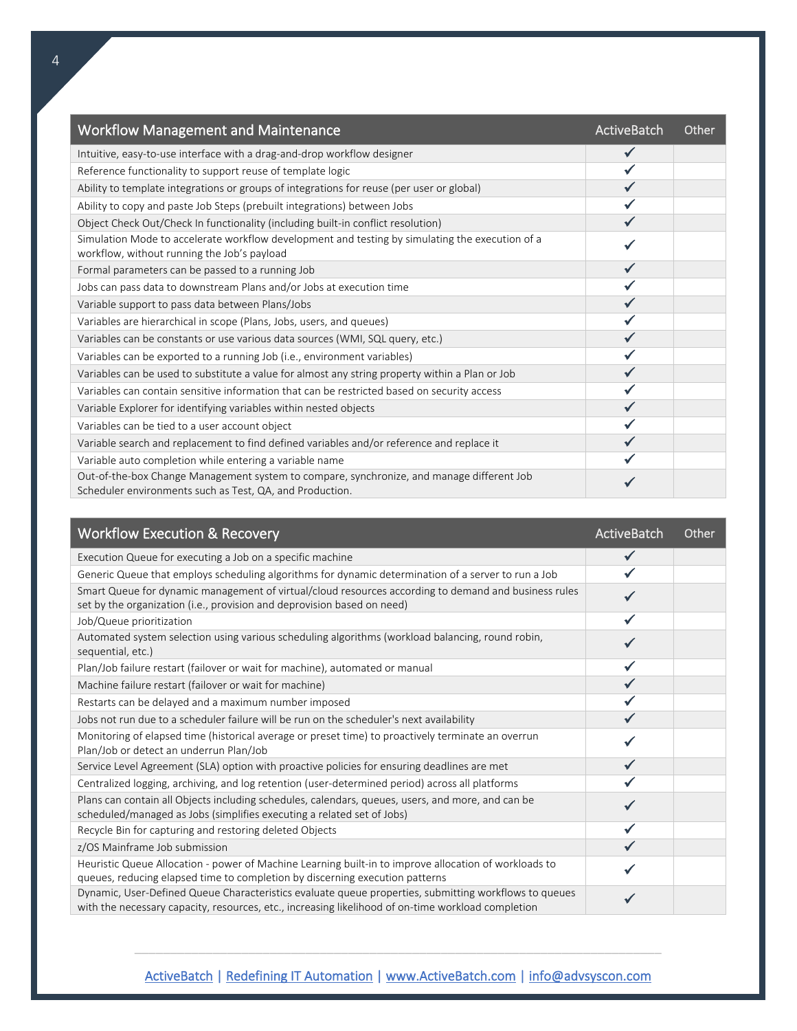| Workflow Management and Maintenance | ActiveBatch | Other |
|---|---|---|
| Intuitive, easy-to-use interface with a drag-and-drop workflow designer | ✓ | |
| Reference functionality to support reuse of template logic | ✓ | |
| Ability to template integrations or groups of integrations for reuse (per user or global) | ✓ | |
| Ability to copy and paste Job Steps (prebuilt integrations) between Jobs | ✓ | |
| Object Check Out/Check In functionality (including built-in conflict resolution) | ✓ | |
| Simulation Mode to accelerate workflow development and testing by simulating the execution of a workflow, without running the Job's payload | ✓ | |
| Formal parameters can be passed to a running Job | ✓ | |
| Jobs can pass data to downstream Plans and/or Jobs at execution time | ✓ | |
| Variable support to pass data between Plans/Jobs | ✓ | |
| Variables are hierarchical in scope (Plans, Jobs, users, and queues) | ✓ | |
| Variables can be constants or use various data sources (WMI, SQL query, etc.) | ✓ | |
| Variables can be exported to a running Job (i.e., environment variables) | ✓ | |
| Variables can be used to substitute a value for almost any string property within a Plan or Job | ✓ | |
| Variables can contain sensitive information that can be restricted based on security access | ✓ | |
| Variable Explorer for identifying variables within nested objects | ✓ | |
| Variables can be tied to a user account object | ✓ | |
| Variable search and replacement to find defined variables and/or reference and replace it | ✓ | |
| Variable auto completion while entering a variable name | ✓ | |
| Out-of-the-box Change Management system to compare, synchronize, and manage different Job Scheduler environments such as Test, QA, and Production. | ✓ | |

| Workflow Execution & Recovery | ActiveBatch | Other |
|---|---|---|
| Execution Queue for executing a Job on a specific machine | ✓ | |
| Generic Queue that employs scheduling algorithms for dynamic determination of a server to run a Job | ✓ | |
| Smart Queue for dynamic management of virtual/cloud resources according to demand and business rules set by the organization (i.e., provision and deprovision based on need) | ✓ | |
| Job/Queue prioritization | ✓ | |
| Automated system selection using various scheduling algorithms (workload balancing, round robin, sequential, etc.) | ✓ | |
| Plan/Job failure restart (failover or wait for machine), automated or manual | ✓ | |
| Machine failure restart (failover or wait for machine) | ✓ | |
| Restarts can be delayed and a maximum number imposed | ✓ | |
| Jobs not run due to a scheduler failure will be run on the scheduler's next availability | ✓ | |
| Monitoring of elapsed time (historical average or preset time) to proactively terminate an overrun Plan/Job or detect an underrun Plan/Job | ✓ | |
| Service Level Agreement (SLA) option with proactive policies for ensuring deadlines are met | ✓ | |
| Centralized logging, archiving, and log retention (user-determined period) across all platforms | ✓ | |
| Plans can contain all Objects including schedules, calendars, queues, users, and more, and can be scheduled/managed as Jobs (simplifies executing a related set of Jobs) | ✓ | |
| Recycle Bin for capturing and restoring deleted Objects | ✓ | |
| z/OS Mainframe Job submission | ✓ | |
| Heuristic Queue Allocation - power of Machine Learning built-in to improve allocation of workloads to queues, reducing elapsed time to completion by discerning execution patterns | ✓ | |
| Dynamic, User-Defined Queue Characteristics evaluate queue properties, submitting workflows to queues with the necessary capacity, resources, etc., increasing likelihood of on-time workload completion | ✓ | |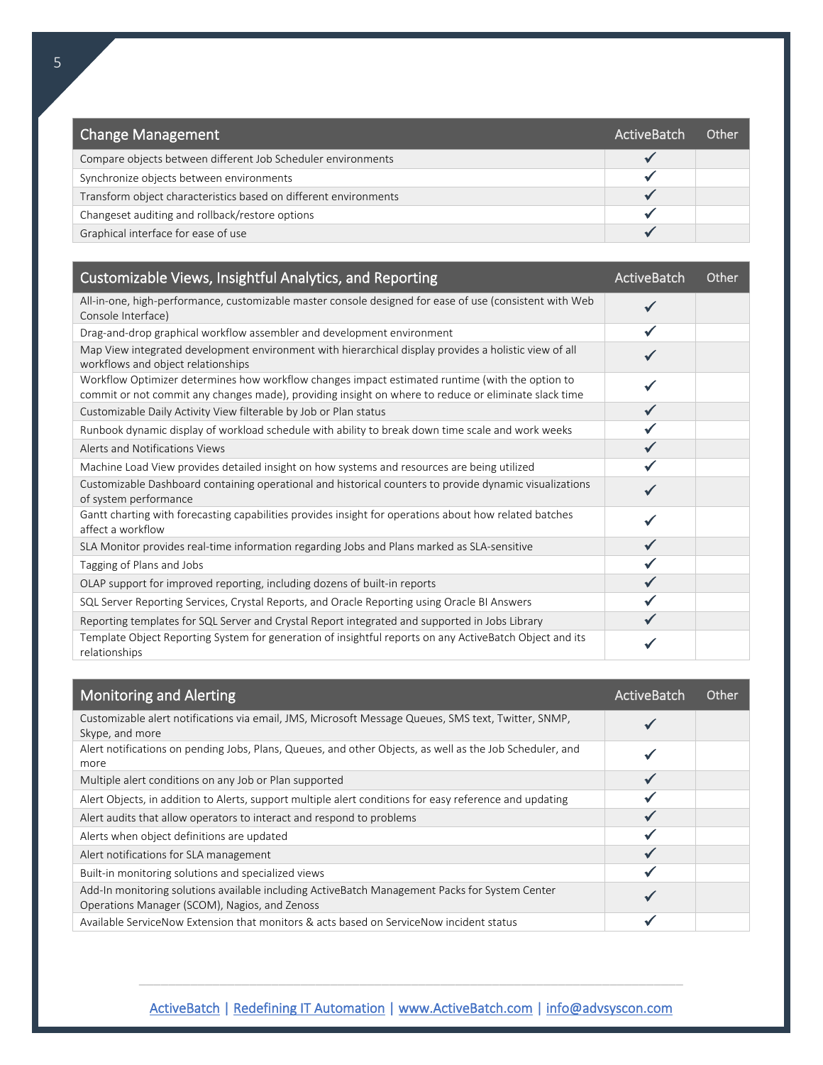| Change Management | ActiveBatch | Other |
|---|---|---|
| Compare objects between different Job Scheduler environments | ✓ | |
| Synchronize objects between environments | ✓ | |
| Transform object characteristics based on different environments | ✓ | |
| Changeset auditing and rollback/restore options | ✓ | |
| Graphical interface for ease of use | ✓ | |

| Customizable Views, Insightful Analytics, and Reporting | ActiveBatch | Other |
|---|---|---|
| All-in-one, high-performance, customizable master console designed for ease of use (consistent with Web Console Interface) | ✓ | |
| Drag-and-drop graphical workflow assembler and development environment | ✓ | |
| Map View integrated development environment with hierarchical display provides a holistic view of all workflows and object relationships | ✓ | |
| Workflow Optimizer determines how workflow changes impact estimated runtime (with the option to commit or not commit any changes made), providing insight on where to reduce or eliminate slack time | ✓ | |
| Customizable Daily Activity View filterable by Job or Plan status | ✓ | |
| Runbook dynamic display of workload schedule with ability to break down time scale and work weeks | ✓ | |
| Alerts and Notifications Views | ✓ | |
| Machine Load View provides detailed insight on how systems and resources are being utilized | ✓ | |
| Customizable Dashboard containing operational and historical counters to provide dynamic visualizations of system performance | ✓ | |
| Gantt charting with forecasting capabilities provides insight for operations about how related batches affect a workflow | ✓ | |
| SLA Monitor provides real-time information regarding Jobs and Plans marked as SLA-sensitive | ✓ | |
| Tagging of Plans and Jobs | ✓ | |
| OLAP support for improved reporting, including dozens of built-in reports | ✓ | |
| SQL Server Reporting Services, Crystal Reports, and Oracle Reporting using Oracle BI Answers | ✓ | |
| Reporting templates for SQL Server and Crystal Report integrated and supported in Jobs Library | ✓ | |
| Template Object Reporting System for generation of insightful reports on any ActiveBatch Object and its relationships | ✓ | |

| Monitoring and Alerting | ActiveBatch | Other |
|---|---|---|
| Customizable alert notifications via email, JMS, Microsoft Message Queues, SMS text, Twitter, SNMP, Skype, and more | ✓ | |
| Alert notifications on pending Jobs, Plans, Queues, and other Objects, as well as the Job Scheduler, and more | ✓ | |
| Multiple alert conditions on any Job or Plan supported | ✓ | |
| Alert Objects, in addition to Alerts, support multiple alert conditions for easy reference and updating | ✓ | |
| Alert audits that allow operators to interact and respond to problems | ✓ | |
| Alerts when object definitions are updated | ✓ | |
| Alert notifications for SLA management | ✓ | |
| Built-in monitoring solutions and specialized views | ✓ | |
| Add-In monitoring solutions available including ActiveBatch Management Packs for System Center Operations Manager (SCOM), Nagios, and Zenoss | ✓ | |
| Available ServiceNow Extension that monitors & acts based on ServiceNow incident status | ✓ | |

ActiveBatch | Redefining IT Automation | www.ActiveBatch.com | info@advsyscon.com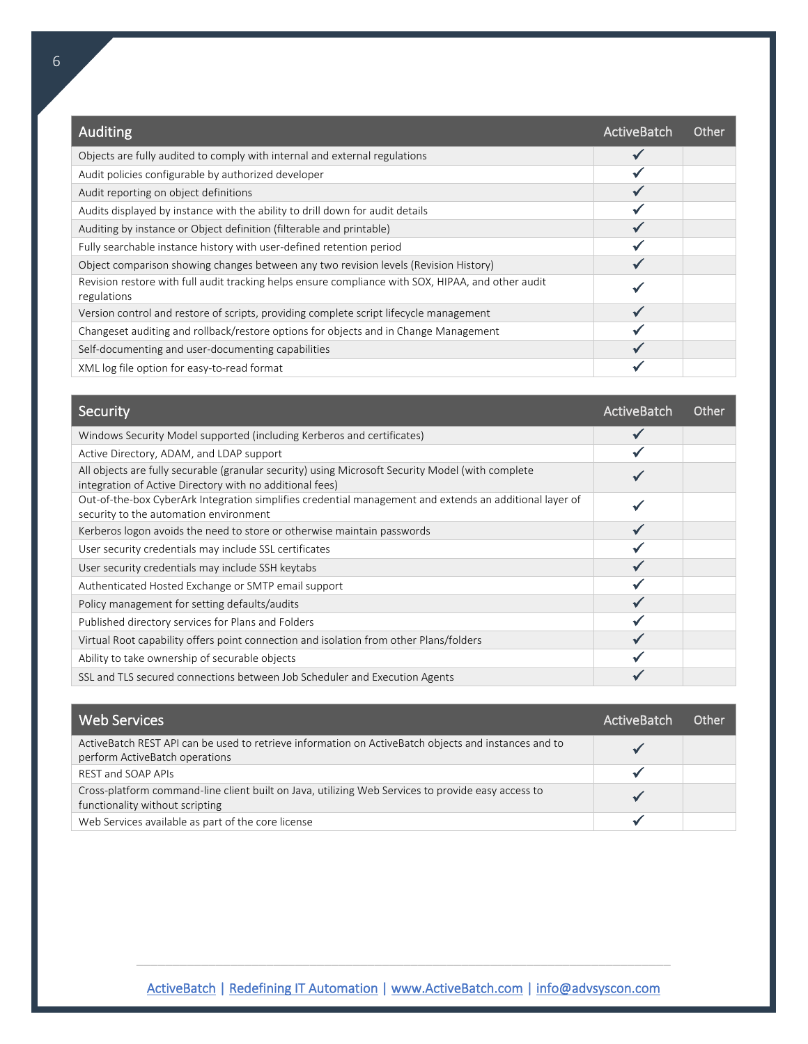| Auditing | ActiveBatch | Other |
|---|---|---|
| Objects are fully audited to comply with internal and external regulations | ✔ | |
| Audit policies configurable by authorized developer | ✔ | |
| Audit reporting on object definitions | ✔ | |
| Audits displayed by instance with the ability to drill down for audit details | ✔ | |
| Auditing by instance or Object definition (filterable and printable) | ✔ | |
| Fully searchable instance history with user-defined retention period | ✔ | |
| Object comparison showing changes between any two revision levels (Revision History) | ✔ | |
| Revision restore with full audit tracking helps ensure compliance with SOX, HIPAA, and other audit regulations | ✔ | |
| Version control and restore of scripts, providing complete script lifecycle management | ✔ | |
| Changeset auditing and rollback/restore options for objects and in Change Management | ✔ | |
| Self-documenting and user-documenting capabilities | ✔ | |
| XML log file option for easy-to-read format | ✔ | |

| Security | ActiveBatch | Other |
|---|---|---|
| Windows Security Model supported (including Kerberos and certificates) | ✔ | |
| Active Directory, ADAM, and LDAP support | ✔ | |
| All objects are fully securable (granular security) using Microsoft Security Model (with complete integration of Active Directory with no additional fees) | ✔ | |
| Out-of-the-box CyberArk Integration simplifies credential management and extends an additional layer of security to the automation environment | ✔ | |
| Kerberos logon avoids the need to store or otherwise maintain passwords | ✔ | |
| User security credentials may include SSL certificates | ✔ | |
| User security credentials may include SSH keytabs | ✔ | |
| Authenticated Hosted Exchange or SMTP email support | ✔ | |
| Policy management for setting defaults/audits | ✔ | |
| Published directory services for Plans and Folders | ✔ | |
| Virtual Root capability offers point connection and isolation from other Plans/folders | ✔ | |
| Ability to take ownership of securable objects | ✔ | |
| SSL and TLS secured connections between Job Scheduler and Execution Agents | ✔ | |

| Web Services | ActiveBatch | Other |
|---|---|---|
| ActiveBatch REST API can be used to retrieve information on ActiveBatch objects and instances and to perform ActiveBatch operations | ✔ | |
| REST and SOAP APIs | ✔ | |
| Cross-platform command-line client built on Java, utilizing Web Services to provide easy access to functionality without scripting | ✔ | |
| Web Services available as part of the core license | ✔ | |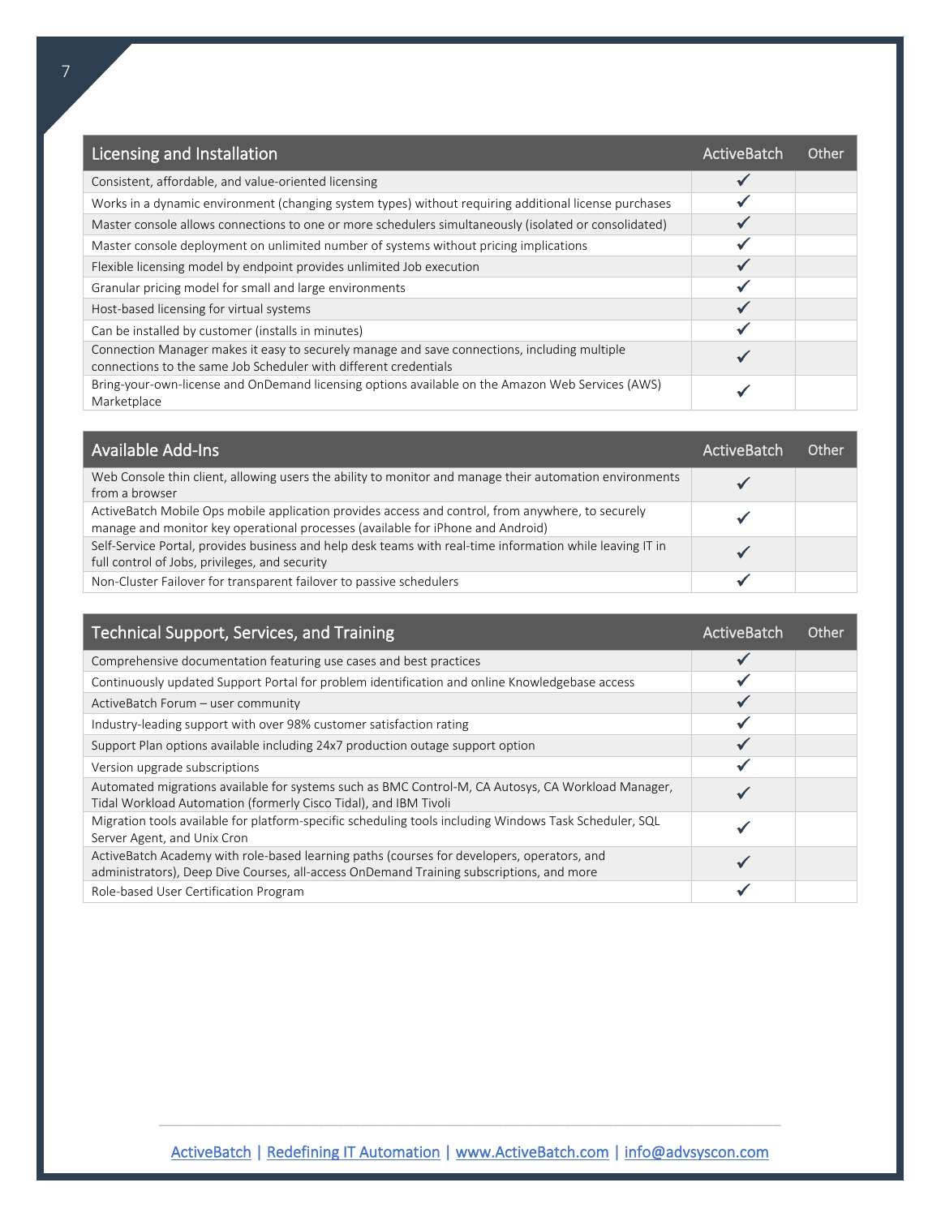| Licensing and Installation | ActiveBatch | Other |
|---|---|---|
| Consistent, affordable, and value-oriented licensing | ✓ | |
| Works in a dynamic environment (changing system types) without requiring additional license purchases | ✓ | |
| Master console allows connections to one or more schedulers simultaneously (isolated or consolidated) | ✓ | |
| Master console deployment on unlimited number of systems without pricing implications | ✓ | |
| Flexible licensing model by endpoint provides unlimited Job execution | ✓ | |
| Granular pricing model for small and large environments | ✓ | |
| Host-based licensing for virtual systems | ✓ | |
| Can be installed by customer (installs in minutes) | ✓ | |
| Connection Manager makes it easy to securely manage and save connections, including multiple connections to the same Job Scheduler with different credentials | ✓ | |
| Bring-your-own-license and OnDemand licensing options available on the Amazon Web Services (AWS) Marketplace | ✓ | |

| Available Add-Ins | ActiveBatch | Other |
|---|---|---|
| Web Console thin client, allowing users the ability to monitor and manage their automation environments from a browser | ✓ | |
| ActiveBatch Mobile Ops mobile application provides access and control, from anywhere, to securely manage and monitor key operational processes (available for iPhone and Android) | ✓ | |
| Self-Service Portal, provides business and help desk teams with real-time information while leaving IT in full control of Jobs, privileges, and security | ✓ | |
| Non-Cluster Failover for transparent failover to passive schedulers | ✓ | |

| Technical Support, Services, and Training | ActiveBatch | Other |
|---|---|---|
| Comprehensive documentation featuring use cases and best practices | ✓ | |
| Continuously updated Support Portal for problem identification and online Knowledgebase access | ✓ | |
| ActiveBatch Forum – user community | ✓ | |
| Industry-leading support with over 98% customer satisfaction rating | ✓ | |
| Support Plan options available including 24x7 production outage support option | ✓ | |
| Version upgrade subscriptions | ✓ | |
| Automated migrations available for systems such as BMC Control-M, CA Autosys, CA Workload Manager, Tidal Workload Automation (formerly Cisco Tidal), and IBM Tivoli | ✓ | |
| Migration tools available for platform-specific scheduling tools including Windows Task Scheduler, SQL Server Agent, and Unix Cron | ✓ | |
| ActiveBatch Academy with role-based learning paths (courses for developers, operators, and administrators), Deep Dive Courses, all-access OnDemand Training subscriptions, and more | ✓ | |
| Role-based User Certification Program | ✓ | |

[ActiveBatch](#) | [Redefining IT Automation](#) | [www.ActiveBatch.com](#) | [info@advsyscon.com](#)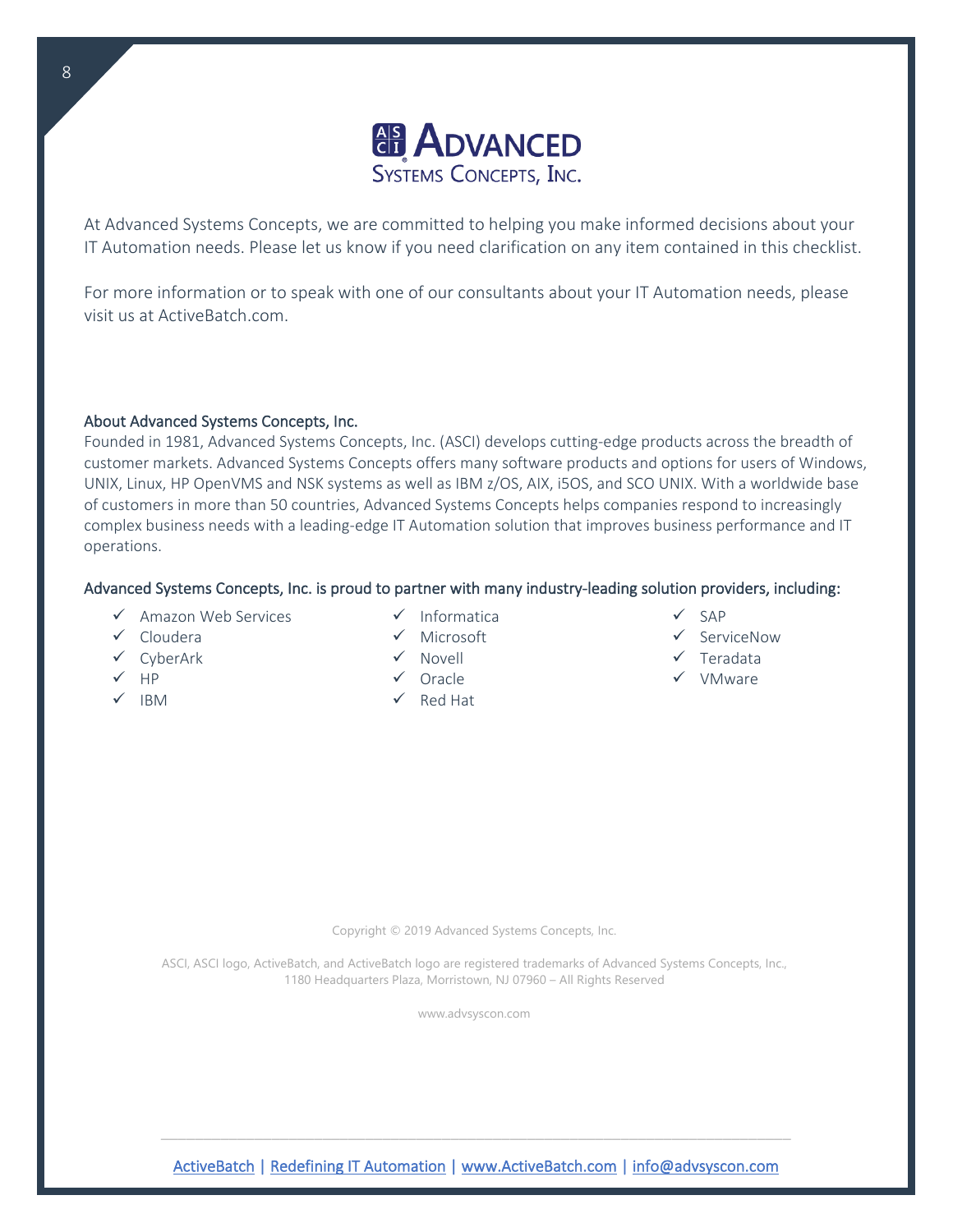**ADVANCED SYSTEMS CONCEPTS, INC.**

At Advanced Systems Concepts, we are committed to helping you make informed decisions about your IT Automation needs. Please let us know if you need clarification on any item contained in this checklist.

For more information or to speak with one of our consultants about your IT Automation needs, please visit us at ActiveBatch.com.

### About Advanced Systems Concepts, Inc.

Founded in 1981, Advanced Systems Concepts, Inc. (ASCI) develops cutting-edge products across the breadth of customer markets. Advanced Systems Concepts offers many software products and options for users of Windows, UNIX, Linux, HP OpenVMS and NSK systems as well as IBM z/OS, AIX, i5OS, and SCO UNIX. With a worldwide base of customers in more than 50 countries, Advanced Systems Concepts helps companies respond to increasingly complex business needs with a leading-edge IT Automation solution that improves business performance and IT operations.

### Advanced Systems Concepts, Inc. is proud to partner with many industry-leading solution providers, including:

- ✓ Amazon Web Services
- ✓ Cloudera
- ✓ CyberArk
- ✓ HP
- ✓ IBM
- ✓ Informatica
- ✓ Microsoft
- ✓ Novell
- ✓ Oracle
- ✓ Red Hat
- ✓ SAP
- ✓ ServiceNow
- ✓ Teradata
- ✓ VMware

Copyright © 2019 Advanced Systems Concepts, Inc.

ASCI, ASCI logo, ActiveBatch, and ActiveBatch logo are registered trademarks of Advanced Systems Concepts, Inc., 1180 Headquarters Plaza, Morristown, NJ 07960 – All Rights Reserved

www.advsyscon.com

ActiveBatch | Redefining IT Automation | www.ActiveBatch.com | info@advsyscon.com